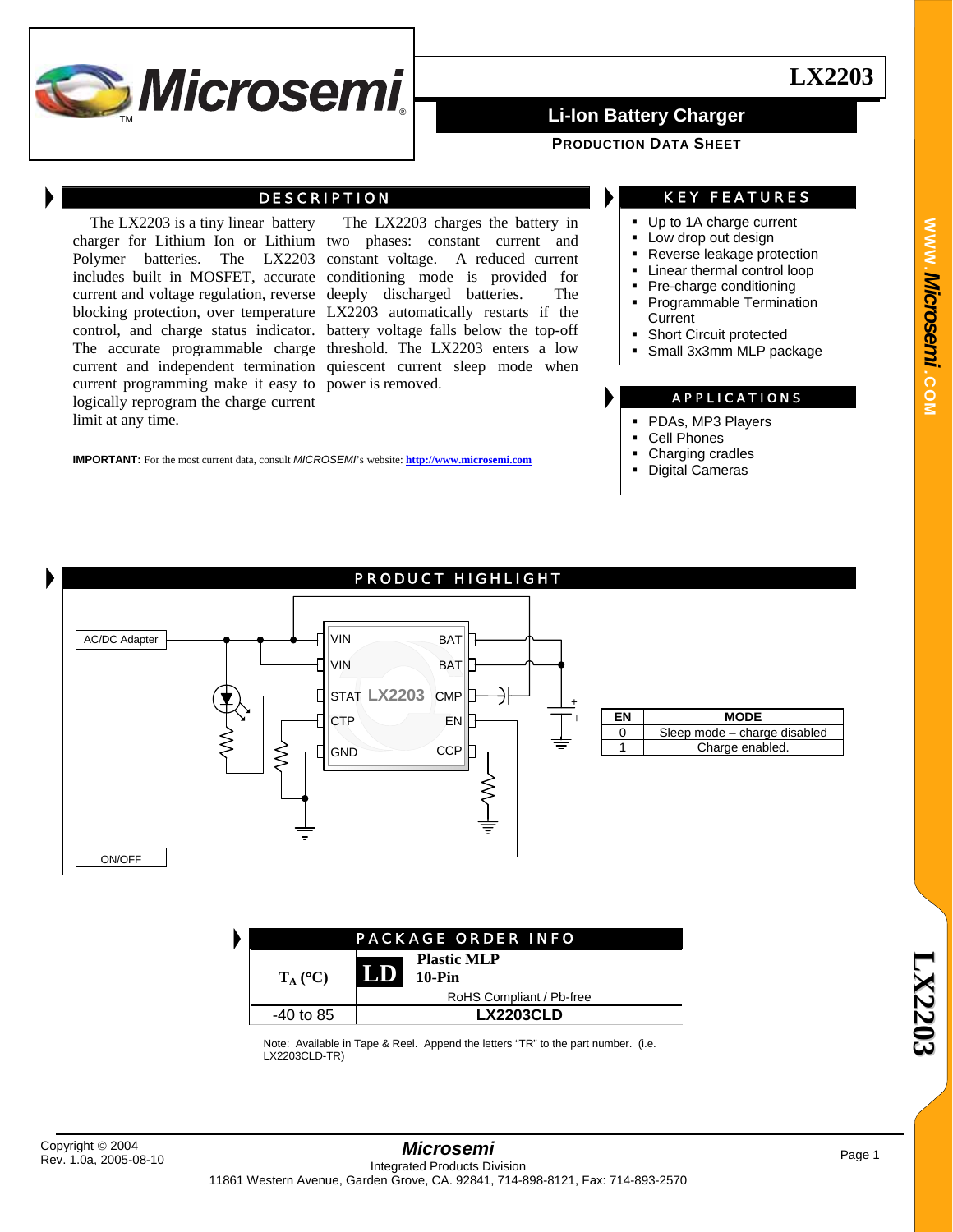# LX2203

## Li-Ion Battery Charger

**PRODUCTION DATA SHEET**

## DESCRIPTION

The LX2203 is a tiny linear battery charger for Lithium Ion or Lithium Polymer batteries. The LX2203 includes built in MOSFET, accurate current and voltage regulation, reverse blocking protection, over temperature control, and charge status indicator. The accurate programmable charge current and independent termination current programming make it easy to logically reprogram the charge current limit at any time.

The LX2203 charges the battery in two phases: constant current and constant voltage. A reduced current conditioning mode is provided for deeply discharged batteries. The LX2203 automatically restarts if the battery voltage falls below the top-off threshold. The LX2203 enters a low quiescent current sleep mode when power is removed.

**IMPORTANT:** For the most current data, consult *MICROSEMI*'s website: **http://www.microsemi.com**

## KEY FEATURES

- Up to 1A charge current
- Low drop out design
- Reverse leakage protection
- Linear thermal control loop
- Pre-charge conditioning
- Programmable Termination Current
- Short Circuit protected
- Small 3x3mm MLP package

## APPLICATIONS

- PDAs, MP3 Players
- Cell Phones
- Charging cradles
- Digital Cameras

## PRODUCT HIGHLIGHT

AC/DC Adapter — VIN, VIN, STAT, CTP, GND — LX2203 — BAT, BAT, CMP, EN, CCP — ON/OFF

| EN | MODE |
|---|---|
| 0 | Sleep mode – charge disabled |
| 1 | Charge enabled. |

## PACKAGE ORDER INFO

| $T_A$ (°C) | LD Plastic MLP 10-Pin<br>RoHS Compliant / Pb-free |
|---|---|
| -40 to 85 | LX2203CLD |

Note: Available in Tape & Reel. Append the letters "TR" to the part number. (i.e. LX2203CLD-TR)

Copyright © 2004
Rev. 1.0a, 2005-08-10

*Microsemi*
Integrated Products Division
11861 Western Avenue, Garden Grove, CA. 92841, 714-898-8121, Fax: 714-893-2570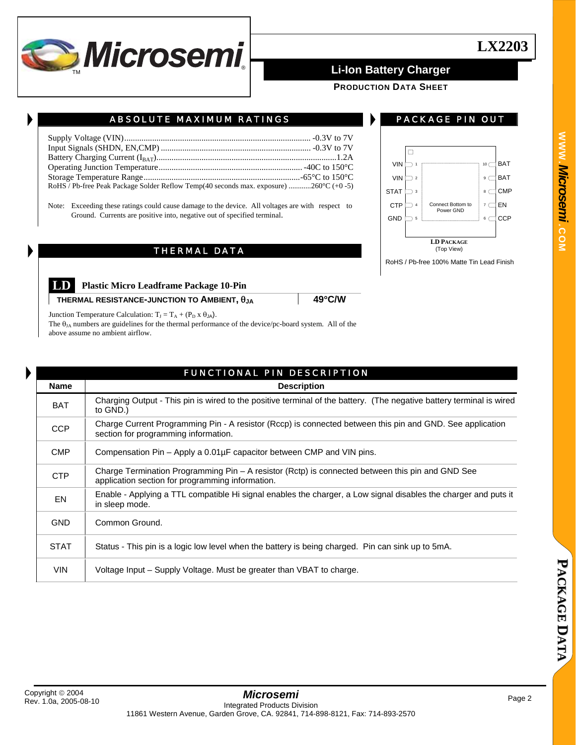## ABSOLUTE MAXIMUM RATINGS

Supply Voltage (VIN) ....................................................................................... -0.3V to 7V
Input Signals (SHDN, EN,CMP) ...................................................................... -0.3V to 7V
Battery Charging Current ($I_{BAT}$) ...................................................................................... 1.2A
Operating Junction Temperature ................................................................... -40C to 150°C
Storage Temperature Range .......................................................................... -65°C to 150°C
RoHS / Pb-free Peak Package Solder Reflow Temp(40 seconds max. exposure) ............260°C (+0 -5)

Note: Exceeding these ratings could cause damage to the device. All voltages are with respect to Ground. Currents are positive into, negative out of specified terminal.

## PACKAGE PIN OUT

| Pin | Name | | Pin | Name |
|---|---|---|---|---|
| 1 | VIN | Connect Bottom to Power GND | 10 | BAT |
| 2 | VIN | | 9 | BAT |
| 3 | STAT | | 8 | CMP |
| 4 | CTP | | 7 | EN |
| 5 | GND | | 6 | CCP |

**LD PACKAGE**
(Top View)

RoHS / Pb-free 100% Matte Tin Lead Finish

## THERMAL DATA

**LD** **Plastic Micro Leadframe Package 10-Pin**

| THERMAL RESISTANCE-JUNCTION TO AMBIENT, $\theta_{JA}$ | 49°C/W |
|---|---|

Junction Temperature Calculation: $T_J = T_A + (P_D \times \theta_{JA})$.
The $\theta_{JA}$ numbers are guidelines for the thermal performance of the device/pc-board system. All of the above assume no ambient airflow.

## FUNCTIONAL PIN DESCRIPTION

| Name | Description |
|---|---|
| BAT | Charging Output - This pin is wired to the positive terminal of the battery. (The negative battery terminal is wired to GND.) |
| CCP | Charge Current Programming Pin - A resistor (Rccp) is connected between this pin and GND. See application section for programming information. |
| CMP | Compensation Pin – Apply a 0.01µF capacitor between CMP and VIN pins. |
| CTP | Charge Termination Programming Pin – A resistor (Rctp) is connected between this pin and GND See application section for programming information. |
| EN | Enable - Applying a TTL compatible Hi signal enables the charger, a Low signal disables the charger and puts it in sleep mode. |
| GND | Common Ground. |
| STAT | Status - This pin is a logic low level when the battery is being charged. Pin can sink up to 5mA. |
| VIN | Voltage Input – Supply Voltage. Must be greater than VBAT to charge. |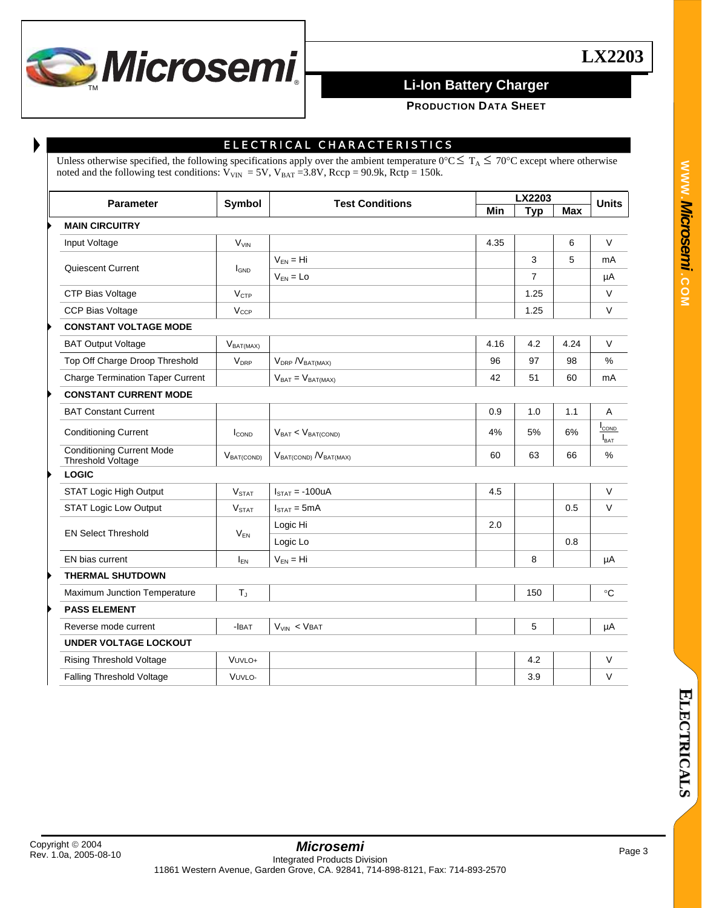## ELECTRICAL CHARACTERISTICS

Unless otherwise specified, the following specifications apply over the ambient temperature 0°C ≤ $T_A$ ≤ 70°C except where otherwise noted and the following test conditions: $V_{VIN}$ = 5V, $V_{BAT}$ =3.8V, Rccp = 90.9k, Rctp = 150k.

| Parameter | Symbol | Test Conditions | LX2203 Min | LX2203 Typ | LX2203 Max | Units |
|---|---|---|---|---|---|---|
| **MAIN CIRCUITRY** | | | | | | |
| Input Voltage | $V_{VIN}$ | | 4.35 | | 6 | V |
| Quiescent Current | $I_{GND}$ | $V_{EN}$ = Hi | | 3 | 5 | mA |
| | | $V_{EN}$ = Lo | | 7 | | µA |
| CTP Bias Voltage | $V_{CTP}$ | | | 1.25 | | V |
| CCP Bias Voltage | $V_{CCP}$ | | | 1.25 | | V |
| **CONSTANT VOLTAGE MODE** | | | | | | |
| BAT Output Voltage | $V_{BAT(MAX)}$ | | 4.16 | 4.2 | 4.24 | V |
| Top Off Charge Droop Threshold | $V_{DRP}$ | $V_{DRP}$ /$V_{BAT(MAX)}$ | 96 | 97 | 98 | % |
| Charge Termination Taper Current | | $V_{BAT}$ = $V_{BAT(MAX)}$ | 42 | 51 | 60 | mA |
| **CONSTANT CURRENT MODE** | | | | | | |
| BAT Constant Current | | | 0.9 | 1.0 | 1.1 | A |
| Conditioning Current | $I_{COND}$ | $V_{BAT}$ < $V_{BAT(COND)}$ | 4% | 5% | 6% | $\frac{I_{COND}}{I_{BAT}}$ |
| Conditioning Current Mode Threshold Voltage | $V_{BAT(COND)}$ | $V_{BAT(COND)}$ /$V_{BAT(MAX)}$ | 60 | 63 | 66 | % |
| **LOGIC** | | | | | | |
| STAT Logic High Output | $V_{STAT}$ | $I_{STAT}$ = -100uA | 4.5 | | | V |
| STAT Logic Low Output | $V_{STAT}$ | $I_{STAT}$ = 5mA | | | 0.5 | V |
| EN Select Threshold | $V_{EN}$ | Logic Hi | 2.0 | | | |
| | | Logic Lo | | | 0.8 | |
| EN bias current | $I_{EN}$ | $V_{EN}$ = Hi | | 8 | | µA |
| **THERMAL SHUTDOWN** | | | | | | |
| Maximum Junction Temperature | $T_J$ | | | 150 | | °C |
| **PASS ELEMENT** | | | | | | |
| Reverse mode current | -IBAT | $V_{VIN}$ < VBAT | | 5 | | µA |
| **UNDER VOLTAGE LOCKOUT** | | | | | | |
| Rising Threshold Voltage | VUVLO+ | | | 4.2 | | V |
| Falling Threshold Voltage | VUVLO- | | | 3.9 | | V |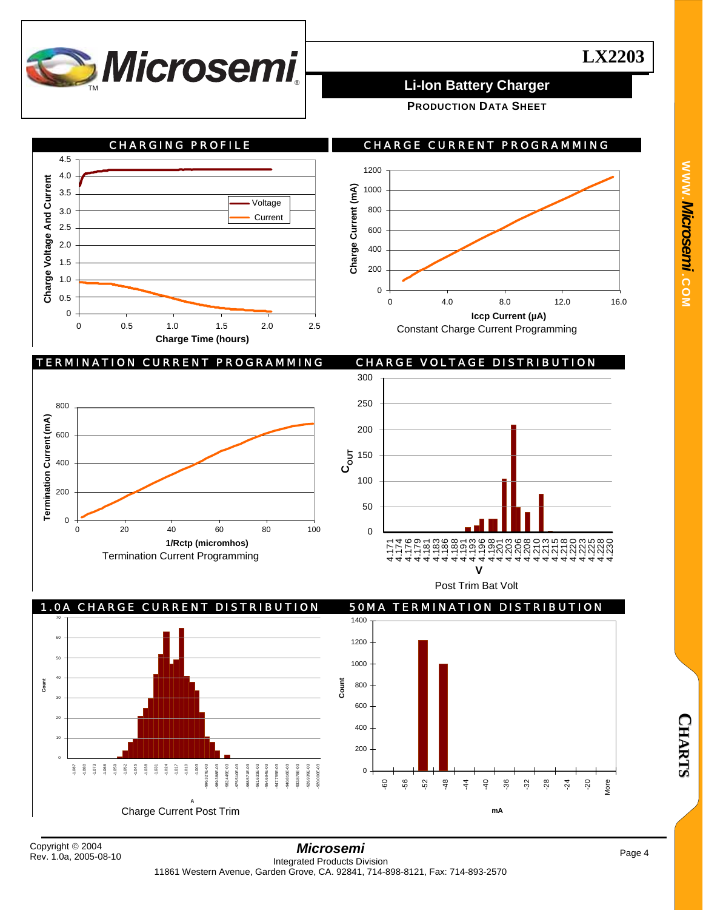## CHARGING PROFILE

Charge Voltage And Current

Voltage
Current

Charge Time (hours)

## CHARGE CURRENT PROGRAMMING

Charge Current (mA)

Iccp Current (µA)

Constant Charge Current Programming

## TERMINATION CURRENT PROGRAMMING

Termination Current (mA)

1/Rctp (micromhos)

Termination Current Programming

## CHARGE VOLTAGE DISTRIBUTION

$C_{OUT}$

V

Post Trim Bat Volt

## 1.0A CHARGE CURRENT DISTRIBUTION

Count

A

Charge Current Post Trim

## 50MA TERMINATION DISTRIBUTION

Count

mA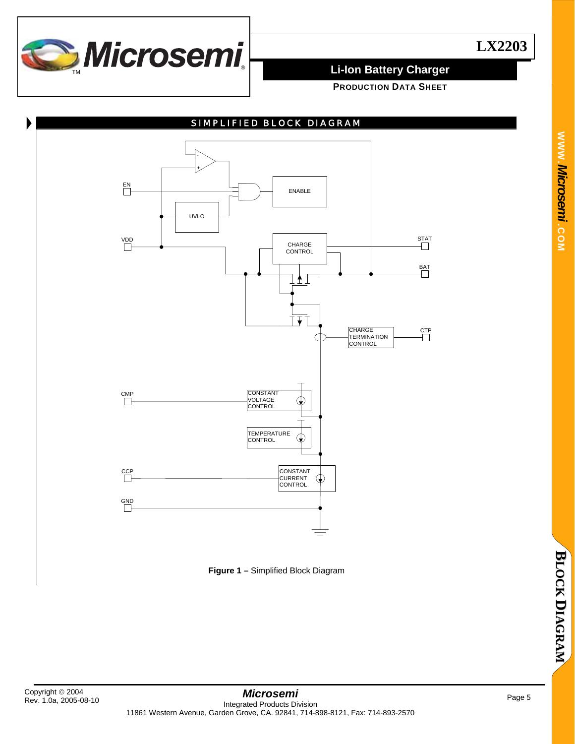## SIMPLIFIED BLOCK DIAGRAM

EN

ENABLE

UVLO

VDD

CHARGE CONTROL

STAT

BAT

CHARGE TERMINATION CONTROL

CTP

CMP

CONSTANT VOLTAGE CONTROL

TEMPERATURE CONTROL

CCP

CONSTANT CURRENT CONTROL

GND

**Figure 1 –** Simplified Block Diagram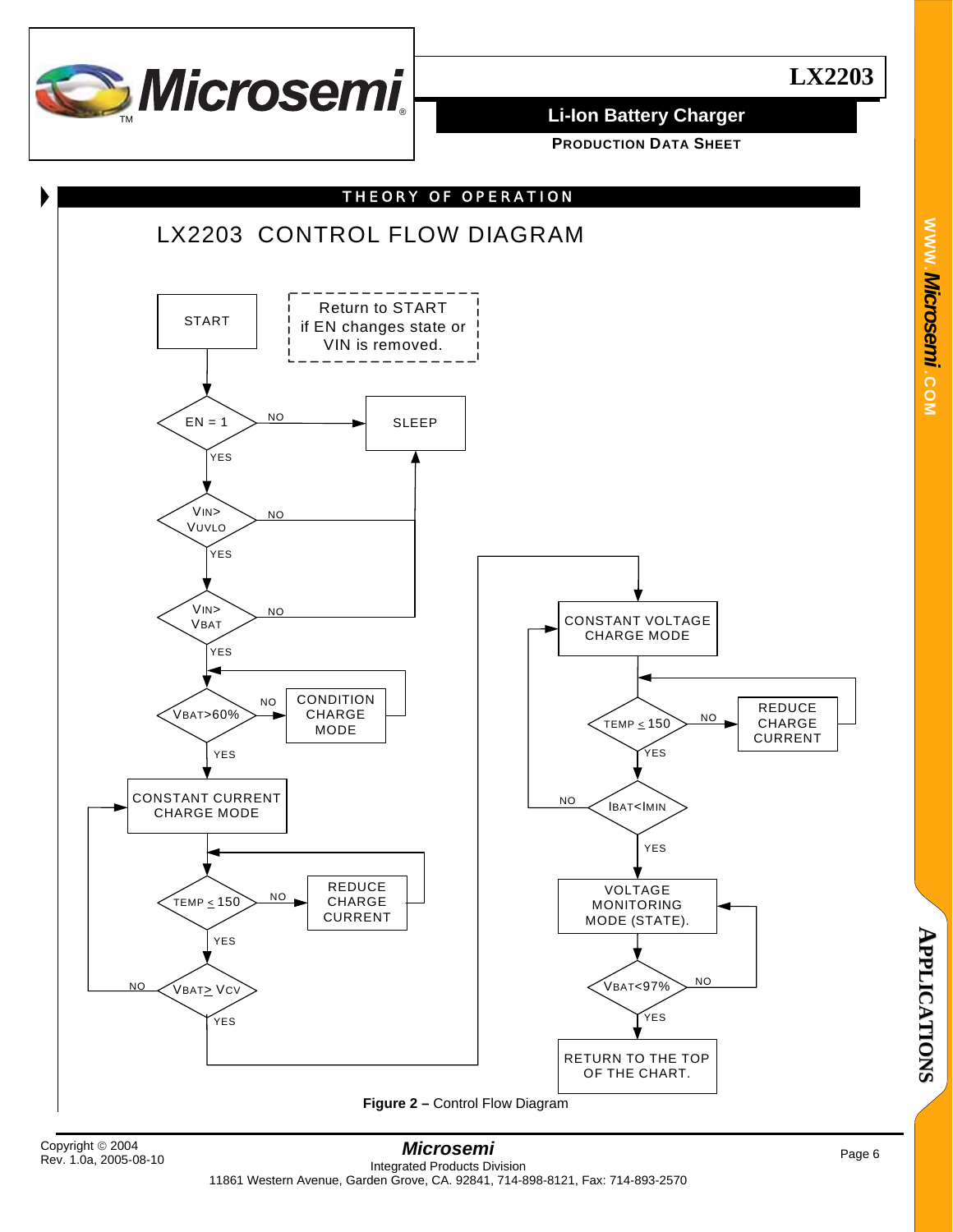## THEORY OF OPERATION

### LX2203 CONTROL FLOW DIAGRAM

START

Return to START if EN changes state or VIN is removed.

EN = 1 — NO → SLEEP; YES ↓

VIN> VUVLO — NO → SLEEP; YES ↓

VIN> VBAT — NO → SLEEP; YES ↓

VBAT>60% — NO → CONDITION CHARGE MODE (returns to VBAT>60%); YES ↓

CONSTANT CURRENT CHARGE MODE

TEMP ≤ 150 — NO → REDUCE CHARGE CURRENT (returns to TEMP ≤ 150); YES ↓

VBAT≥ VCV — NO → CONSTANT CURRENT CHARGE MODE; YES → CONSTANT VOLTAGE CHARGE MODE

CONSTANT VOLTAGE CHARGE MODE

TEMP ≤ 150 — NO → REDUCE CHARGE CURRENT (returns to TEMP ≤ 150); YES ↓

IBAT<IMIN — NO → CONSTANT VOLTAGE CHARGE MODE; YES ↓

VOLTAGE MONITORING MODE (STATE).

VBAT<97% — NO → VOLTAGE MONITORING MODE (STATE); YES ↓

RETURN TO THE TOP OF THE CHART.

**Figure 2 –** Control Flow Diagram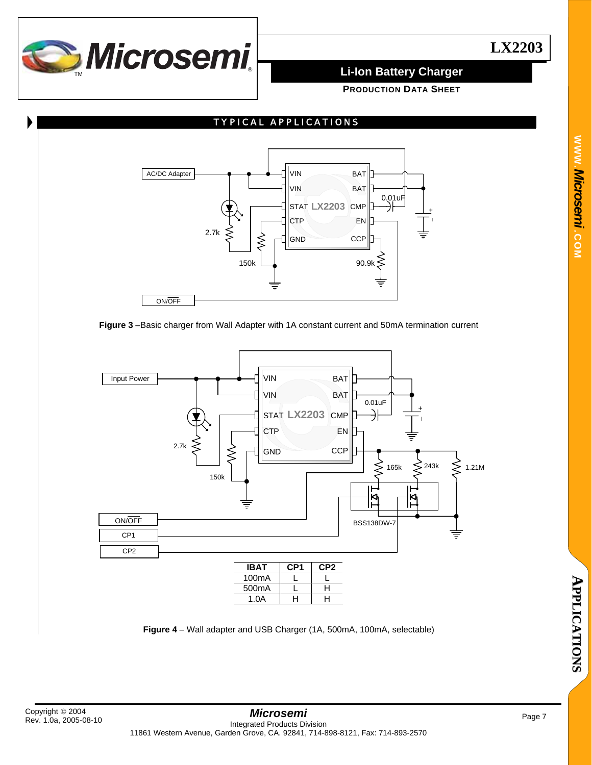## TYPICAL APPLICATIONS

**Figure 3** –Basic charger from Wall Adapter with 1A constant current and 50mA termination current

| IBAT | CP1 | CP2 |
|---|---|---|
| 100mA | L | L |
| 500mA | L | H |
| 1.0A | H | H |

**Figure 4** – Wall adapter and USB Charger (1A, 500mA, 100mA, selectable)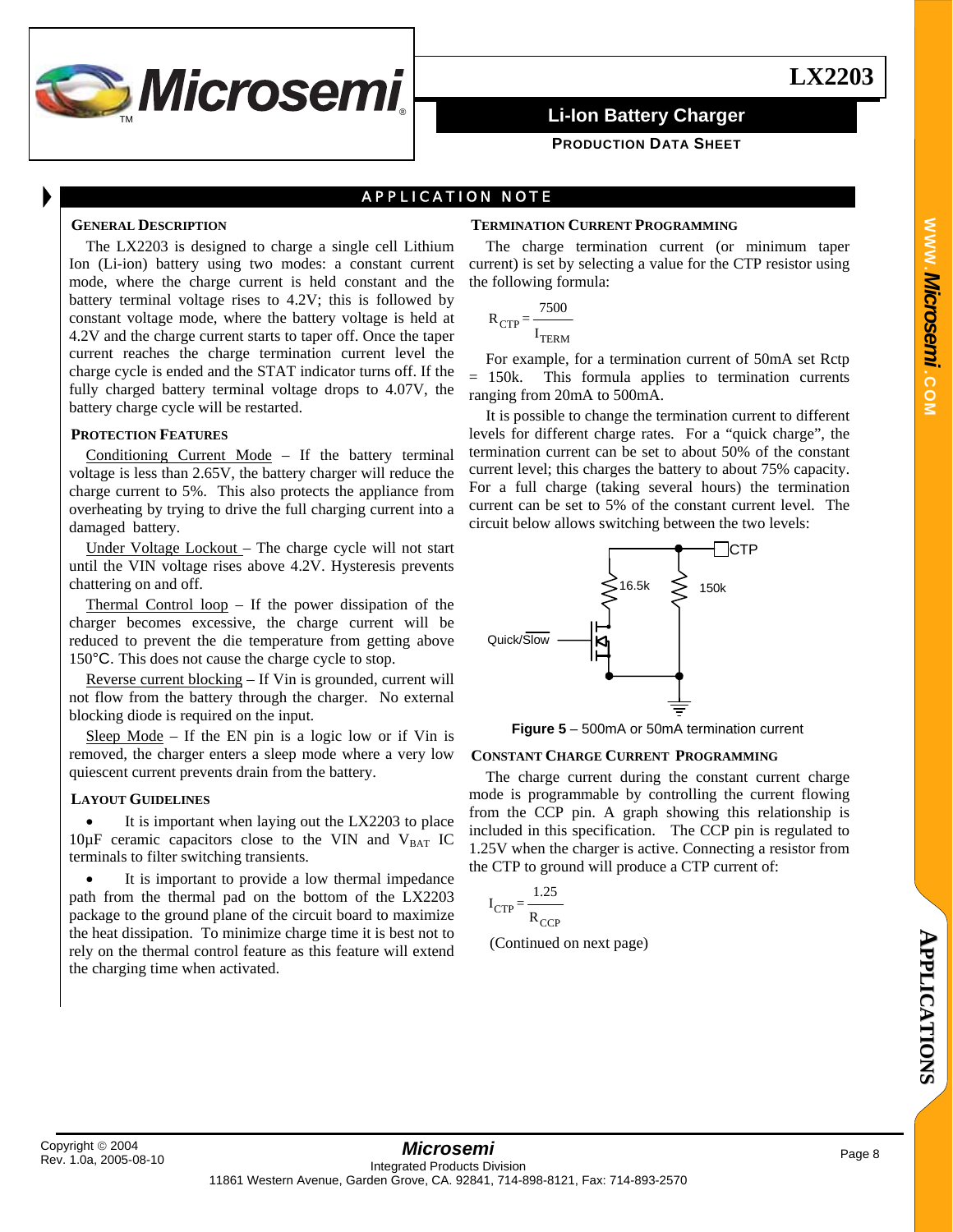## APPLICATION NOTE

### GENERAL DESCRIPTION

The LX2203 is designed to charge a single cell Lithium Ion (Li-ion) battery using two modes: a constant current mode, where the charge current is held constant and the battery terminal voltage rises to 4.2V; this is followed by constant voltage mode, where the battery voltage is held at 4.2V and the charge current starts to taper off. Once the taper current reaches the charge termination current level the charge cycle is ended and the STAT indicator turns off. If the fully charged battery terminal voltage drops to 4.07V, the battery charge cycle will be restarted.

### PROTECTION FEATURES

Conditioning Current Mode – If the battery terminal voltage is less than 2.65V, the battery charger will reduce the charge current to 5%. This also protects the appliance from overheating by trying to drive the full charging current into a damaged battery.

Under Voltage Lockout – The charge cycle will not start until the VIN voltage rises above 4.2V. Hysteresis prevents chattering on and off.

Thermal Control loop – If the power dissipation of the charger becomes excessive, the charge current will be reduced to prevent the die temperature from getting above 150°C. This does not cause the charge cycle to stop.

Reverse current blocking – If Vin is grounded, current will not flow from the battery through the charger. No external blocking diode is required on the input.

Sleep Mode – If the EN pin is a logic low or if Vin is removed, the charger enters a sleep mode where a very low quiescent current prevents drain from the battery.

### LAYOUT GUIDELINES

- It is important when laying out the LX2203 to place 10µF ceramic capacitors close to the VIN and $V_{BAT}$ IC terminals to filter switching transients.
- It is important to provide a low thermal impedance path from the thermal pad on the bottom of the LX2203 package to the ground plane of the circuit board to maximize the heat dissipation. To minimize charge time it is best not to rely on the thermal control feature as this feature will extend the charging time when activated.

### TERMINATION CURRENT PROGRAMMING

The charge termination current (or minimum taper current) is set by selecting a value for the CTP resistor using the following formula:

$$R_{CTP} = \frac{7500}{I_{TERM}}$$

For example, for a termination current of 50mA set Rctp = 150k. This formula applies to termination currents ranging from 20mA to 500mA.

It is possible to change the termination current to different levels for different charge rates. For a "quick charge", the termination current can be set to about 50% of the constant current level; this charges the battery to about 75% capacity. For a full charge (taking several hours) the termination current can be set to 5% of the constant current level. The circuit below allows switching between the two levels:

**Figure 5** – 500mA or 50mA termination current

### CONSTANT CHARGE CURRENT PROGRAMMING

The charge current during the constant current charge mode is programmable by controlling the current flowing from the CCP pin. A graph showing this relationship is included in this specification. The CCP pin is regulated to 1.25V when the charger is active. Connecting a resistor from the CTP to ground will produce a CTP current of:

$$I_{CTP} = \frac{1.25}{R_{CCP}}$$

(Continued on next page)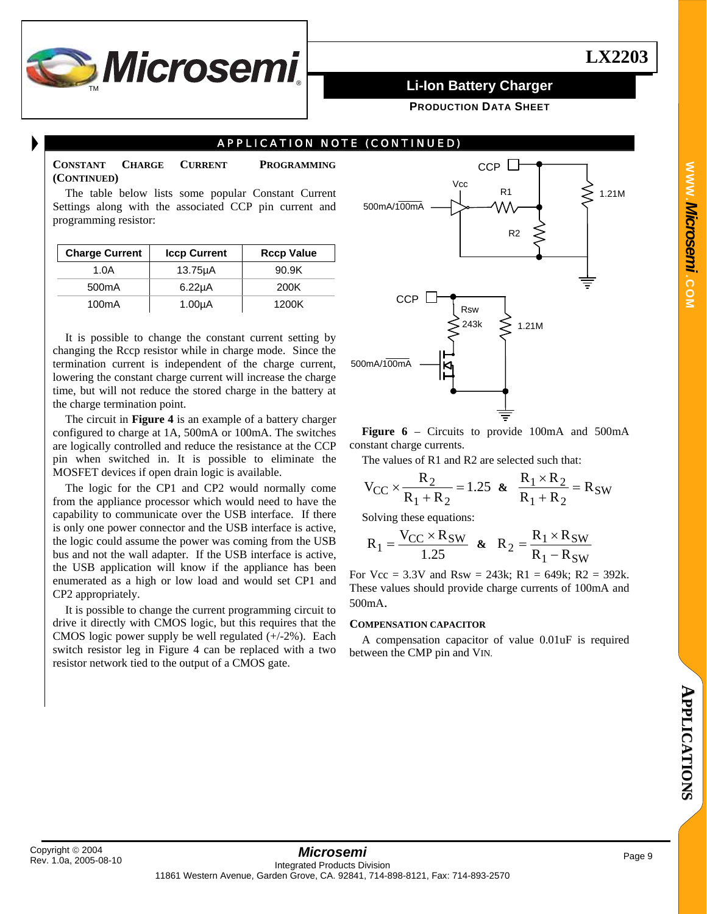## APPLICATION NOTE (CONTINUED)

**CONSTANT CHARGE CURRENT PROGRAMMING (CONTINUED)**

The table below lists some popular Constant Current Settings along with the associated CCP pin current and programming resistor:

| Charge Current | Iccp Current | Rccp Value |
|---|---|---|
| 1.0A | 13.75µA | 90.9K |
| 500mA | 6.22µA | 200K |
| 100mA | 1.00µA | 1200K |

It is possible to change the constant current setting by changing the Rccp resistor while in charge mode. Since the termination current is independent of the charge current, lowering the constant charge current will increase the charge time, but will not reduce the stored charge in the battery at the charge termination point.

The circuit in **Figure 4** is an example of a battery charger configured to charge at 1A, 500mA or 100mA. The switches are logically controlled and reduce the resistance at the CCP pin when switched in. It is possible to eliminate the MOSFET devices if open drain logic is available.

The logic for the CP1 and CP2 would normally come from the appliance processor which would need to have the capability to communicate over the USB interface. If there is only one power connector and the USB interface is active, the logic could assume the power was coming from the USB bus and not the wall adapter. If the USB interface is active, the USB application will know if the appliance has been enumerated as a high or low load and would set CP1 and CP2 appropriately.

It is possible to change the current programming circuit to drive it directly with CMOS logic, but this requires that the CMOS logic power supply be well regulated (+/-2%). Each switch resistor leg in Figure 4 can be replaced with a two resistor network tied to the output of a CMOS gate.

**Figure 6** – Circuits to provide 100mA and 500mA constant charge currents.

The values of R1 and R2 are selected such that:

$$V_{CC} \times \frac{R_2}{R_1 + R_2} = 1.25 \quad \& \quad \frac{R_1 \times R_2}{R_1 + R_2} = R_{SW}$$

Solving these equations:

$$R_1 = \frac{V_{CC} \times R_{SW}}{1.25} \quad \& \quad R_2 = \frac{R_1 \times R_{SW}}{R_1 - R_{SW}}$$

For Vcc = 3.3V and Rsw = 243k; R1 = 649k; R2 = 392k. These values should provide charge currents of 100mA and 500mA.

**COMPENSATION CAPACITOR**

A compensation capacitor of value 0.01uF is required between the CMP pin and $V_{IN}$.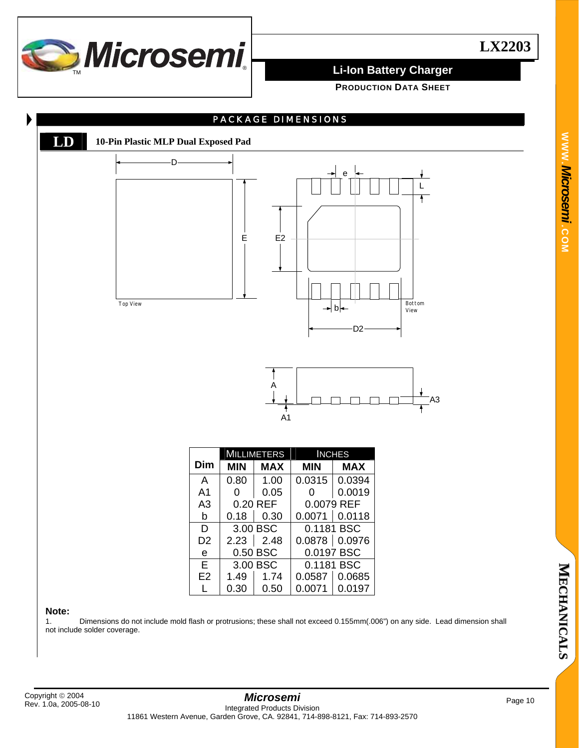## PACKAGE DIMENSIONS

### LD 10-Pin Plastic MLP Dual Exposed Pad

| Dim | MILLIMETERS | | INCHES | |
|---|---|---|---|---|
| | MIN | MAX | MIN | MAX |
| A | 0.80 | 1.00 | 0.0315 | 0.0394 |
| A1 | 0 | 0.05 | 0 | 0.0019 |
| A3 | 0.20 REF | | 0.0079 REF | |
| b | 0.18 | 0.30 | 0.0071 | 0.0118 |
| D | 3.00 BSC | | 0.1181 BSC | |
| D2 | 2.23 | 2.48 | 0.0878 | 0.0976 |
| e | 0.50 BSC | | 0.0197 BSC | |
| E | 3.00 BSC | | 0.1181 BSC | |
| E2 | 1.49 | 1.74 | 0.0587 | 0.0685 |
| L | 0.30 | 0.50 | 0.0071 | 0.0197 |

**Note:**

1. Dimensions do not include mold flash or protrusions; these shall not exceed 0.155mm(.006") on any side. Lead dimension shall not include solder coverage.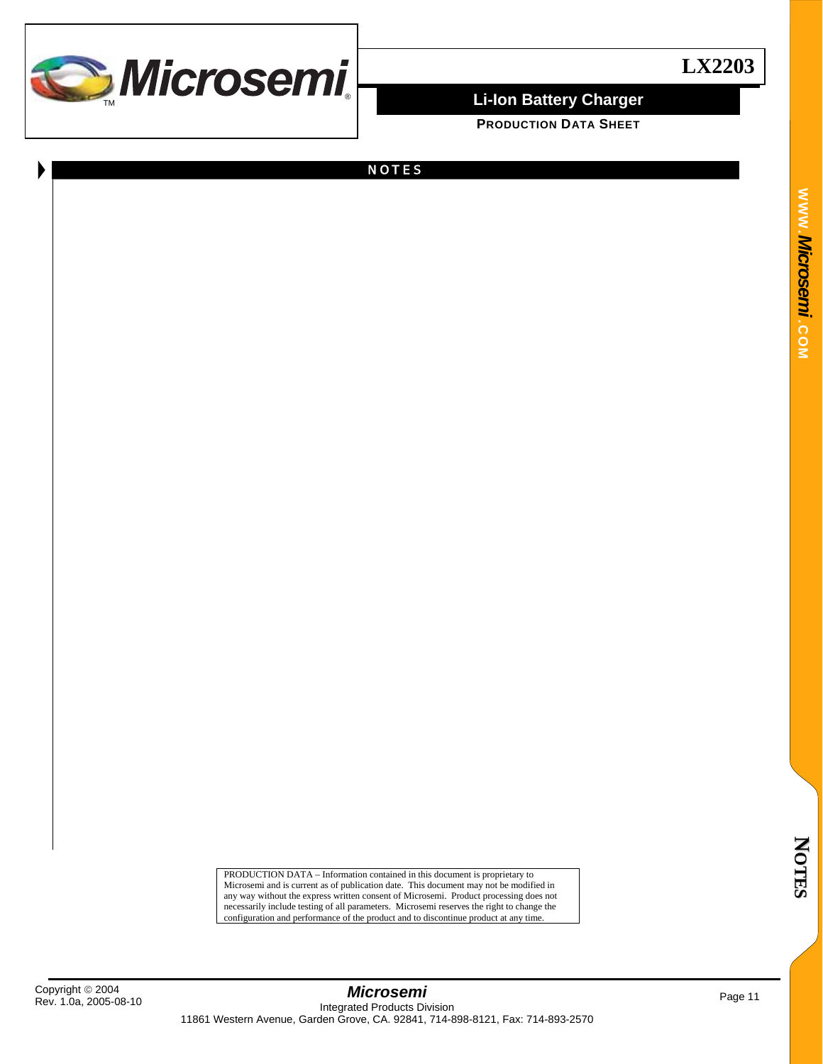## NOTES

PRODUCTION DATA – Information contained in this document is proprietary to Microsemi and is current as of publication date. This document may not be modified in any way without the express written consent of Microsemi. Product processing does not necessarily include testing of all parameters. Microsemi reserves the right to change the configuration and performance of the product and to discontinue product at any time.